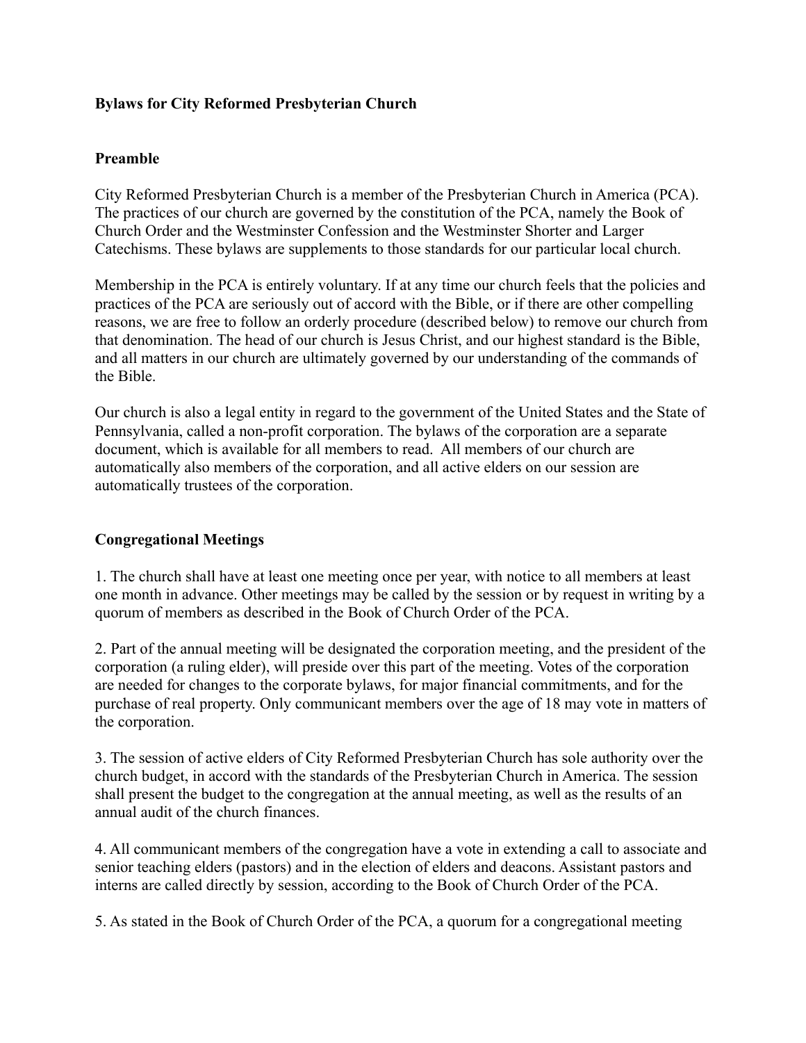**Bylaws for City Reformed Presbyterian Church**

**Preamble**

City Reformed Presbyterian Church is a member of the Presbyterian Church in America (PCA). The practices of our church are governed by the constitution of the PCA, namely the Book of Church Order and the Westminster Confession and the Westminster Shorter and Larger Catechisms. These bylaws are supplements to those standards for our particular local church.

Membership in the PCA is entirely voluntary. If at any time our church feels that the policies and practices of the PCA are seriously out of accord with the Bible, or if there are other compelling reasons, we are free to follow an orderly procedure (described below) to remove our church from that denomination. The head of our church is Jesus Christ, and our highest standard is the Bible, and all matters in our church are ultimately governed by our understanding of the commands of the Bible.

Our church is also a legal entity in regard to the government of the United States and the State of Pennsylvania, called a non-profit corporation. The bylaws of the corporation are a separate document, which is available for all members to read. All members of our church are automatically also members of the corporation, and all active elders on our session are automatically trustees of the corporation.

**Congregational Meetings**

1. The church shall have at least one meeting once per year, with notice to all members at least one month in advance. Other meetings may be called by the session or by request in writing by a quorum of members as described in the Book of Church Order of the PCA.

2. Part of the annual meeting will be designated the corporation meeting, and the president of the corporation (a ruling elder), will preside over this part of the meeting. Votes of the corporation are needed for changes to the corporate bylaws, for major financial commitments, and for the purchase of real property. Only communicant members over the age of 18 may vote in matters of the corporation.

3. The session of active elders of City Reformed Presbyterian Church has sole authority over the church budget, in accord with the standards of the Presbyterian Church in America. The session shall present the budget to the congregation at the annual meeting, as well as the results of an annual audit of the church finances.

4. All communicant members of the congregation have a vote in extending a call to associate and senior teaching elders (pastors) and in the election of elders and deacons. Assistant pastors and interns are called directly by session, according to the Book of Church Order of the PCA.

5. As stated in the Book of Church Order of the PCA, a quorum for a congregational meeting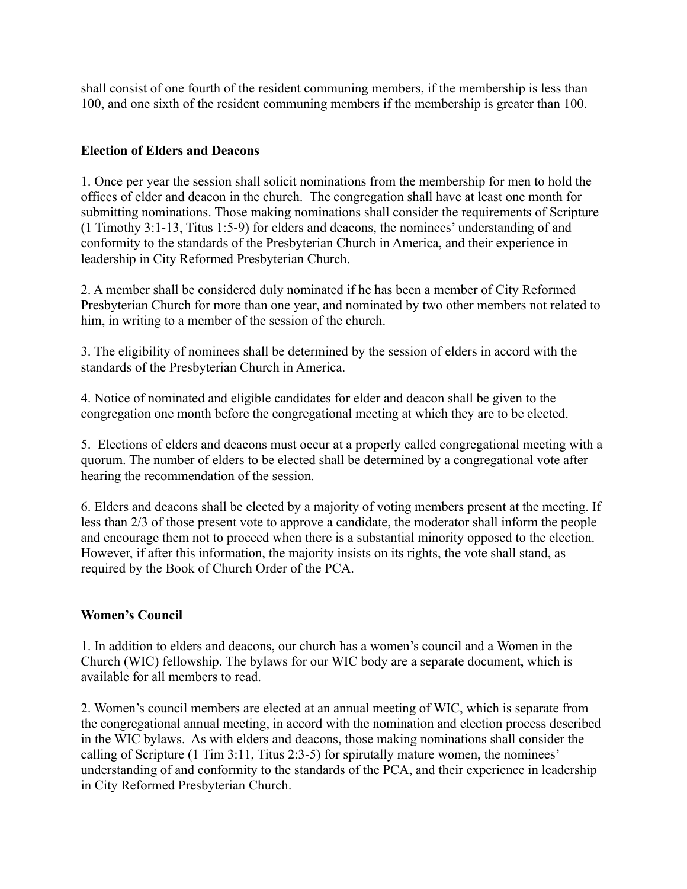shall consist of one fourth of the resident communing members, if the membership is less than 100, and one sixth of the resident communing members if the membership is greater than 100.

**Election of Elders and Deacons**

1. Once per year the session shall solicit nominations from the membership for men to hold the offices of elder and deacon in the church. The congregation shall have at least one month for submitting nominations. Those making nominations shall consider the requirements of Scripture (1 Timothy 3:1-13, Titus 1:5-9) for elders and deacons, the nominees' understanding of and conformity to the standards of the Presbyterian Church in America, and their experience in leadership in City Reformed Presbyterian Church.

2. A member shall be considered duly nominated if he has been a member of City Reformed Presbyterian Church for more than one year, and nominated by two other members not related to him, in writing to a member of the session of the church.

3. The eligibility of nominees shall be determined by the session of elders in accord with the standards of the Presbyterian Church in America.

4. Notice of nominated and eligible candidates for elder and deacon shall be given to the congregation one month before the congregational meeting at which they are to be elected.

5. Elections of elders and deacons must occur at a properly called congregational meeting with a quorum. The number of elders to be elected shall be determined by a congregational vote after hearing the recommendation of the session.

6. Elders and deacons shall be elected by a majority of voting members present at the meeting. If less than 2/3 of those present vote to approve a candidate, the moderator shall inform the people and encourage them not to proceed when there is a substantial minority opposed to the election. However, if after this information, the majority insists on its rights, the vote shall stand, as required by the Book of Church Order of the PCA.

**Women's Council**

1. In addition to elders and deacons, our church has a women's council and a Women in the Church (WIC) fellowship. The bylaws for our WIC body are a separate document, which is available for all members to read.

2. Women's council members are elected at an annual meeting of WIC, which is separate from the congregational annual meeting, in accord with the nomination and election process described in the WIC bylaws. As with elders and deacons, those making nominations shall consider the calling of Scripture (1 Tim 3:11, Titus 2:3-5) for spirutally mature women, the nominees' understanding of and conformity to the standards of the PCA, and their experience in leadership in City Reformed Presbyterian Church.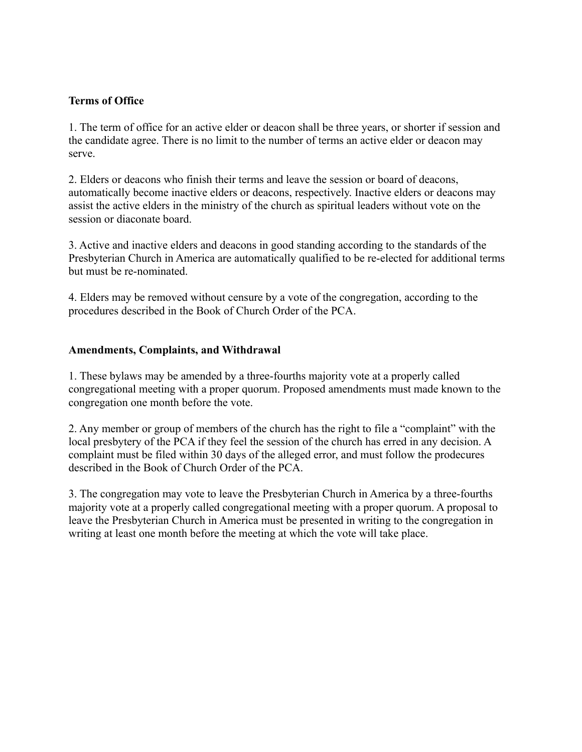**Terms of Office**

1. The term of office for an active elder or deacon shall be three years, or shorter if session and the candidate agree. There is no limit to the number of terms an active elder or deacon may serve.

2. Elders or deacons who finish their terms and leave the session or board of deacons, automatically become inactive elders or deacons, respectively. Inactive elders or deacons may assist the active elders in the ministry of the church as spiritual leaders without vote on the session or diaconate board.

3. Active and inactive elders and deacons in good standing according to the standards of the Presbyterian Church in America are automatically qualified to be re-elected for additional terms but must be re-nominated.

4. Elders may be removed without censure by a vote of the congregation, according to the procedures described in the Book of Church Order of the PCA.

**Amendments, Complaints, and Withdrawal**

1. These bylaws may be amended by a three-fourths majority vote at a properly called congregational meeting with a proper quorum. Proposed amendments must made known to the congregation one month before the vote.

2. Any member or group of members of the church has the right to file a "complaint" with the local presbytery of the PCA if they feel the session of the church has erred in any decision. A complaint must be filed within 30 days of the alleged error, and must follow the prodecures described in the Book of Church Order of the PCA.

3. The congregation may vote to leave the Presbyterian Church in America by a three-fourths majority vote at a properly called congregational meeting with a proper quorum. A proposal to leave the Presbyterian Church in America must be presented in writing to the congregation in writing at least one month before the meeting at which the vote will take place.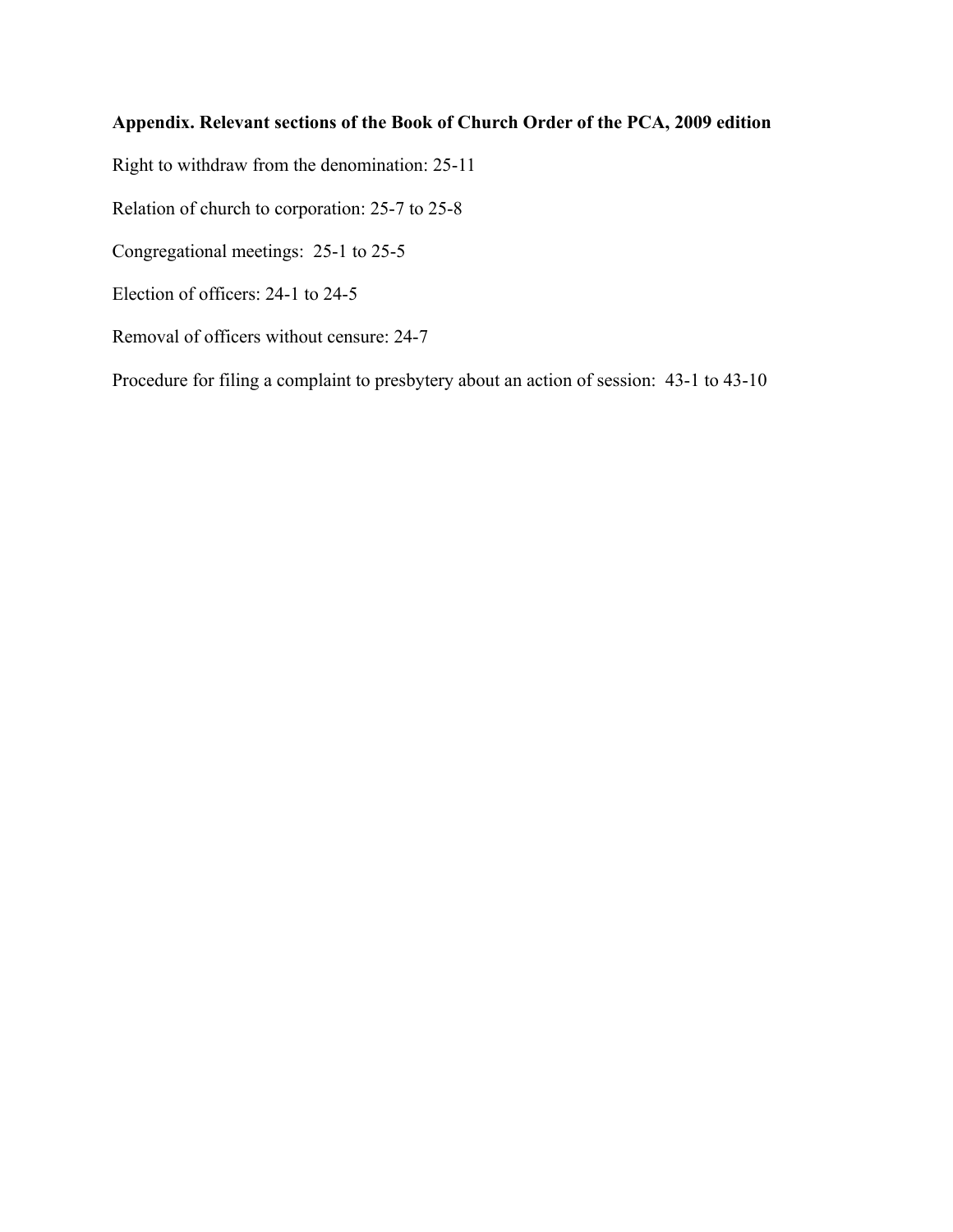**Appendix. Relevant sections of the Book of Church Order of the PCA, 2009 edition**

Right to withdraw from the denomination: 25-11

Relation of church to corporation: 25-7 to 25-8

Congregational meetings: 25-1 to 25-5

Election of officers: 24-1 to 24-5

Removal of officers without censure: 24-7

Procedure for filing a complaint to presbytery about an action of session: 43-1 to 43-10